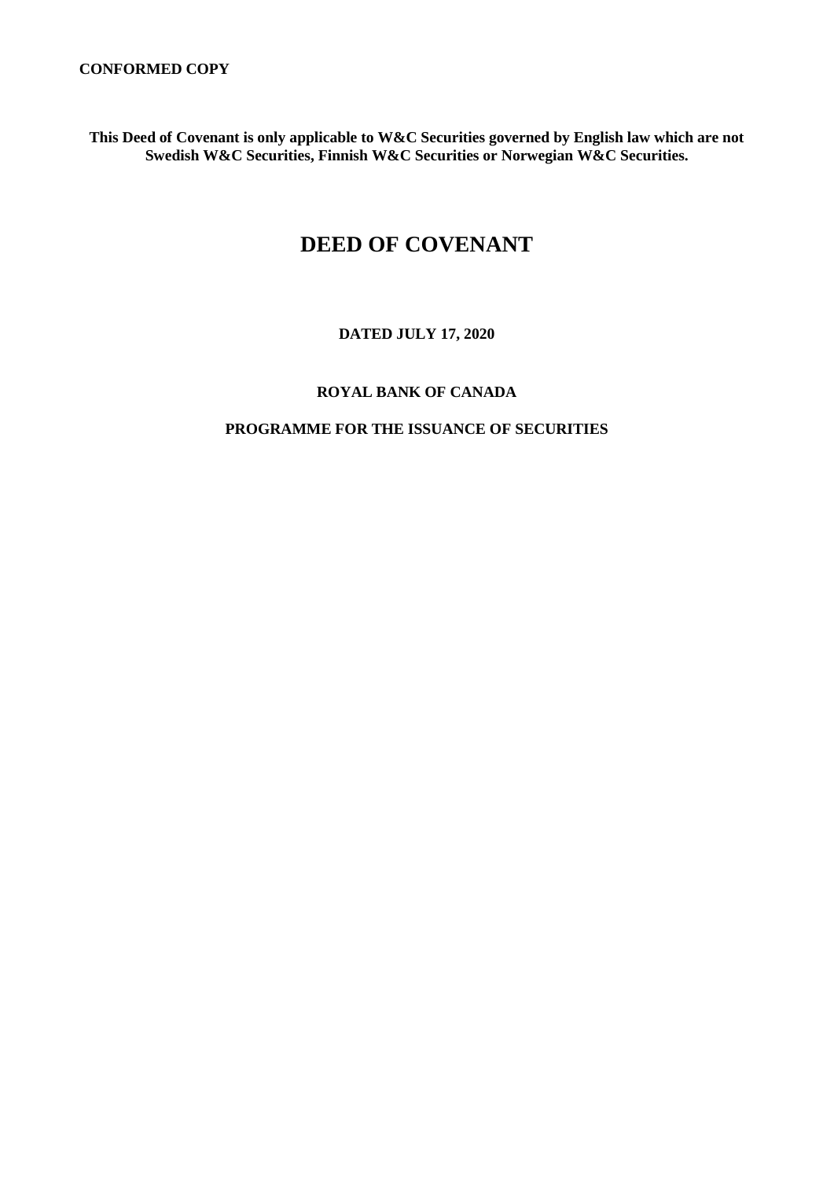**CONFORMED COPY**

**This Deed of Covenant is only applicable to W&C Securities governed by English law which are not Swedish W&C Securities, Finnish W&C Securities or Norwegian W&C Securities.**

# DEED OF COVENANT

**DATED JULY 17, 2020**

**ROYAL BANK OF CANADA**

**PROGRAMME FOR THE ISSUANCE OF SECURITIES**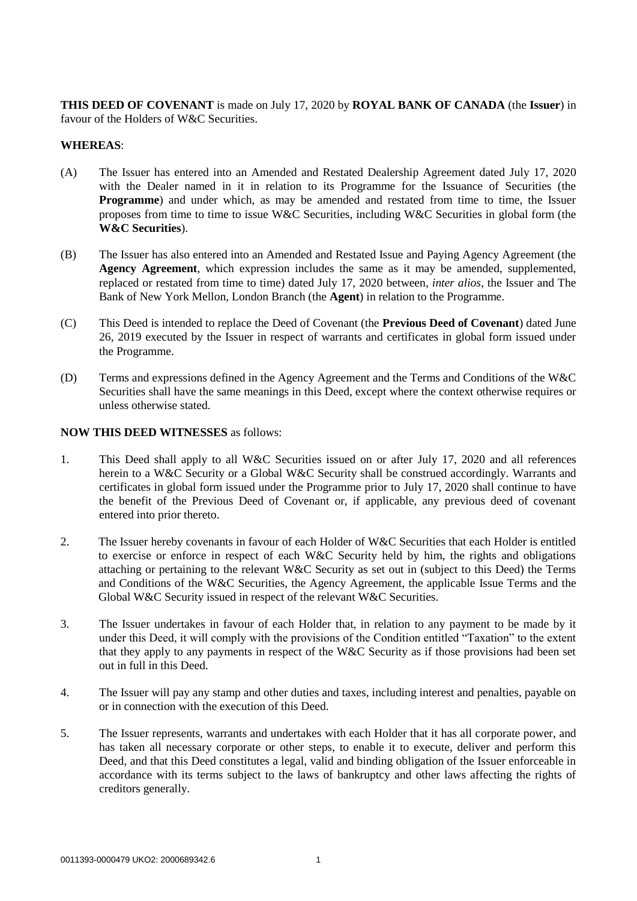**THIS DEED OF COVENANT** is made on July 17, 2020 by **ROYAL BANK OF CANADA** (the **Issuer**) in favour of the Holders of W&C Securities.

**WHEREAS**:

(A) The Issuer has entered into an Amended and Restated Dealership Agreement dated July 17, 2020 with the Dealer named in it in relation to its Programme for the Issuance of Securities (the **Programme**) and under which, as may be amended and restated from time to time, the Issuer proposes from time to time to issue W&C Securities, including W&C Securities in global form (the **W&C Securities**).

(B) The Issuer has also entered into an Amended and Restated Issue and Paying Agency Agreement (the **Agency Agreement**, which expression includes the same as it may be amended, supplemented, replaced or restated from time to time) dated July 17, 2020 between, *inter alios*, the Issuer and The Bank of New York Mellon, London Branch (the **Agent**) in relation to the Programme.

(C) This Deed is intended to replace the Deed of Covenant (the **Previous Deed of Covenant**) dated June 26, 2019 executed by the Issuer in respect of warrants and certificates in global form issued under the Programme.

(D) Terms and expressions defined in the Agency Agreement and the Terms and Conditions of the W&C Securities shall have the same meanings in this Deed, except where the context otherwise requires or unless otherwise stated.

**NOW THIS DEED WITNESSES** as follows:

1. This Deed shall apply to all W&C Securities issued on or after July 17, 2020 and all references herein to a W&C Security or a Global W&C Security shall be construed accordingly. Warrants and certificates in global form issued under the Programme prior to July 17, 2020 shall continue to have the benefit of the Previous Deed of Covenant or, if applicable, any previous deed of covenant entered into prior thereto.

2. The Issuer hereby covenants in favour of each Holder of W&C Securities that each Holder is entitled to exercise or enforce in respect of each W&C Security held by him, the rights and obligations attaching or pertaining to the relevant W&C Security as set out in (subject to this Deed) the Terms and Conditions of the W&C Securities, the Agency Agreement, the applicable Issue Terms and the Global W&C Security issued in respect of the relevant W&C Securities.

3. The Issuer undertakes in favour of each Holder that, in relation to any payment to be made by it under this Deed, it will comply with the provisions of the Condition entitled "Taxation" to the extent that they apply to any payments in respect of the W&C Security as if those provisions had been set out in full in this Deed.

4. The Issuer will pay any stamp and other duties and taxes, including interest and penalties, payable on or in connection with the execution of this Deed.

5. The Issuer represents, warrants and undertakes with each Holder that it has all corporate power, and has taken all necessary corporate or other steps, to enable it to execute, deliver and perform this Deed, and that this Deed constitutes a legal, valid and binding obligation of the Issuer enforceable in accordance with its terms subject to the laws of bankruptcy and other laws affecting the rights of creditors generally.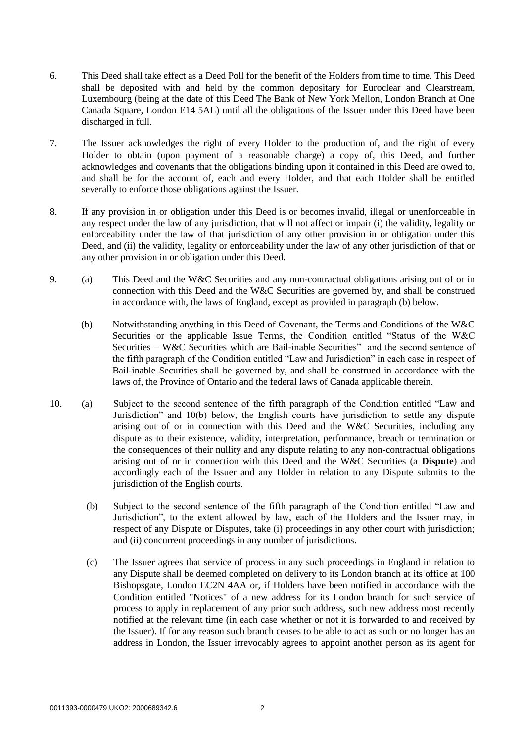6. This Deed shall take effect as a Deed Poll for the benefit of the Holders from time to time. This Deed shall be deposited with and held by the common depositary for Euroclear and Clearstream, Luxembourg (being at the date of this Deed The Bank of New York Mellon, London Branch at One Canada Square, London E14 5AL) until all the obligations of the Issuer under this Deed have been discharged in full.

7. The Issuer acknowledges the right of every Holder to the production of, and the right of every Holder to obtain (upon payment of a reasonable charge) a copy of, this Deed, and further acknowledges and covenants that the obligations binding upon it contained in this Deed are owed to, and shall be for the account of, each and every Holder, and that each Holder shall be entitled severally to enforce those obligations against the Issuer.

8. If any provision in or obligation under this Deed is or becomes invalid, illegal or unenforceable in any respect under the law of any jurisdiction, that will not affect or impair (i) the validity, legality or enforceability under the law of that jurisdiction of any other provision in or obligation under this Deed, and (ii) the validity, legality or enforceability under the law of any other jurisdiction of that or any other provision in or obligation under this Deed.

9. (a) This Deed and the W&C Securities and any non-contractual obligations arising out of or in connection with this Deed and the W&C Securities are governed by, and shall be construed in accordance with, the laws of England, except as provided in paragraph (b) below.

   (b) Notwithstanding anything in this Deed of Covenant, the Terms and Conditions of the W&C Securities or the applicable Issue Terms, the Condition entitled "Status of the W&C Securities – W&C Securities which are Bail-inable Securities" and the second sentence of the fifth paragraph of the Condition entitled "Law and Jurisdiction" in each case in respect of Bail-inable Securities shall be governed by, and shall be construed in accordance with the laws of, the Province of Ontario and the federal laws of Canada applicable therein.

10. (a) Subject to the second sentence of the fifth paragraph of the Condition entitled "Law and Jurisdiction" and 10(b) below, the English courts have jurisdiction to settle any dispute arising out of or in connection with this Deed and the W&C Securities, including any dispute as to their existence, validity, interpretation, performance, breach or termination or the consequences of their nullity and any dispute relating to any non-contractual obligations arising out of or in connection with this Deed and the W&C Securities (a **Dispute**) and accordingly each of the Issuer and any Holder in relation to any Dispute submits to the jurisdiction of the English courts.

    (b) Subject to the second sentence of the fifth paragraph of the Condition entitled "Law and Jurisdiction", to the extent allowed by law, each of the Holders and the Issuer may, in respect of any Dispute or Disputes, take (i) proceedings in any other court with jurisdiction; and (ii) concurrent proceedings in any number of jurisdictions.

    (c) The Issuer agrees that service of process in any such proceedings in England in relation to any Dispute shall be deemed completed on delivery to its London branch at its office at 100 Bishopsgate, London EC2N 4AA or, if Holders have been notified in accordance with the Condition entitled "Notices" of a new address for its London branch for such service of process to apply in replacement of any prior such address, such new address most recently notified at the relevant time (in each case whether or not it is forwarded to and received by the Issuer). If for any reason such branch ceases to be able to act as such or no longer has an address in London, the Issuer irrevocably agrees to appoint another person as its agent for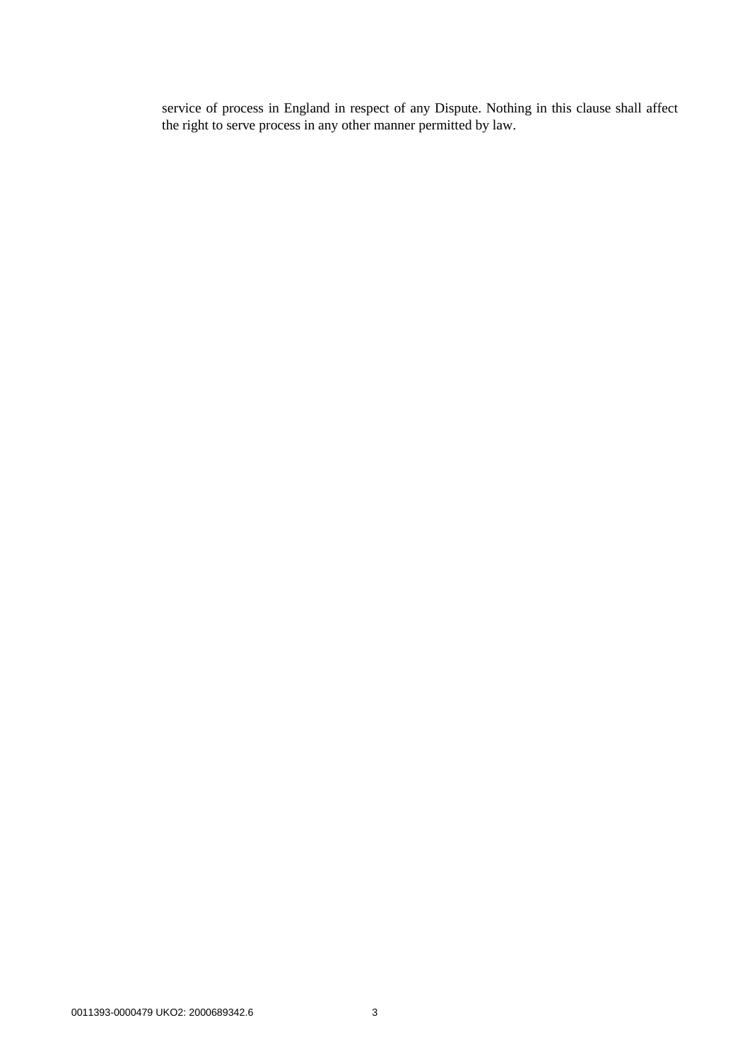service of process in England in respect of any Dispute. Nothing in this clause shall affect the right to serve process in any other manner permitted by law.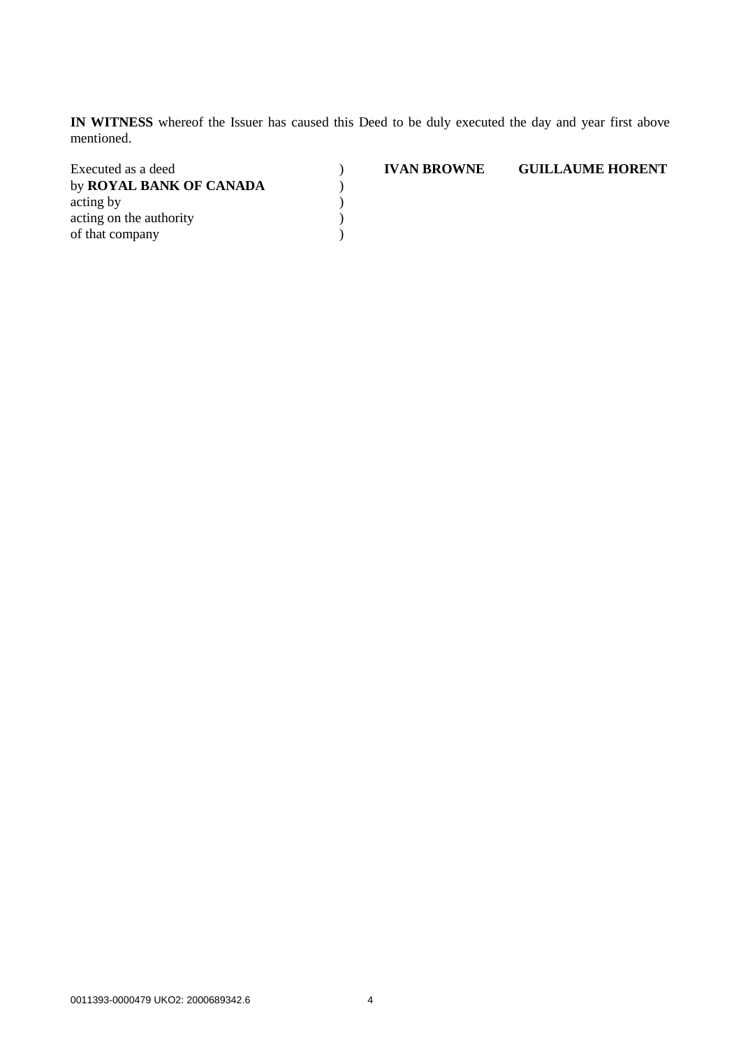**IN WITNESS** whereof the Issuer has caused this Deed to be duly executed the day and year first above mentioned.

| | | | |
|---|---|---|---|
| Executed as a deed | ) | **IVAN BROWNE** | **GUILLAUME HORENT** |
| by **ROYAL BANK OF CANADA** | ) | | |
| acting by | ) | | |
| acting on the authority | ) | | |
| of that company | ) | | |

0011393-0000479 UKO2: 2000689342.6